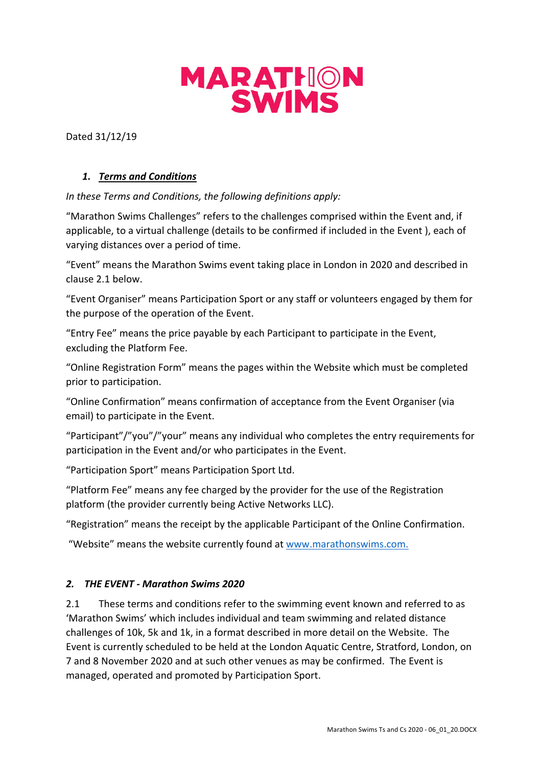# MARATHON SWIMS

Dated 31/12/19

## 1. ***Terms and Conditions***

*In these Terms and Conditions, the following definitions apply:*

"Marathon Swims Challenges" refers to the challenges comprised within the Event and, if applicable, to a virtual challenge (details to be confirmed if included in the Event ), each of varying distances over a period of time.

"Event" means the Marathon Swims event taking place in London in 2020 and described in clause 2.1 below.

"Event Organiser" means Participation Sport or any staff or volunteers engaged by them for the purpose of the operation of the Event.

"Entry Fee" means the price payable by each Participant to participate in the Event, excluding the Platform Fee.

"Online Registration Form" means the pages within the Website which must be completed prior to participation.

"Online Confirmation" means confirmation of acceptance from the Event Organiser (via email) to participate in the Event.

"Participant"/"you"/"your" means any individual who completes the entry requirements for participation in the Event and/or who participates in the Event.

"Participation Sport" means Participation Sport Ltd.

"Platform Fee" means any fee charged by the provider for the use of the Registration platform (the provider currently being Active Networks LLC).

"Registration" means the receipt by the applicable Participant of the Online Confirmation.

"Website" means the website currently found at [www.marathonswims.com.](www.marathonswims.com)

## 2. *THE EVENT - Marathon Swims 2020*

2.1 These terms and conditions refer to the swimming event known and referred to as 'Marathon Swims' which includes individual and team swimming and related distance challenges of 10k, 5k and 1k, in a format described in more detail on the Website. The Event is currently scheduled to be held at the London Aquatic Centre, Stratford, London, on 7 and 8 November 2020 and at such other venues as may be confirmed. The Event is managed, operated and promoted by Participation Sport.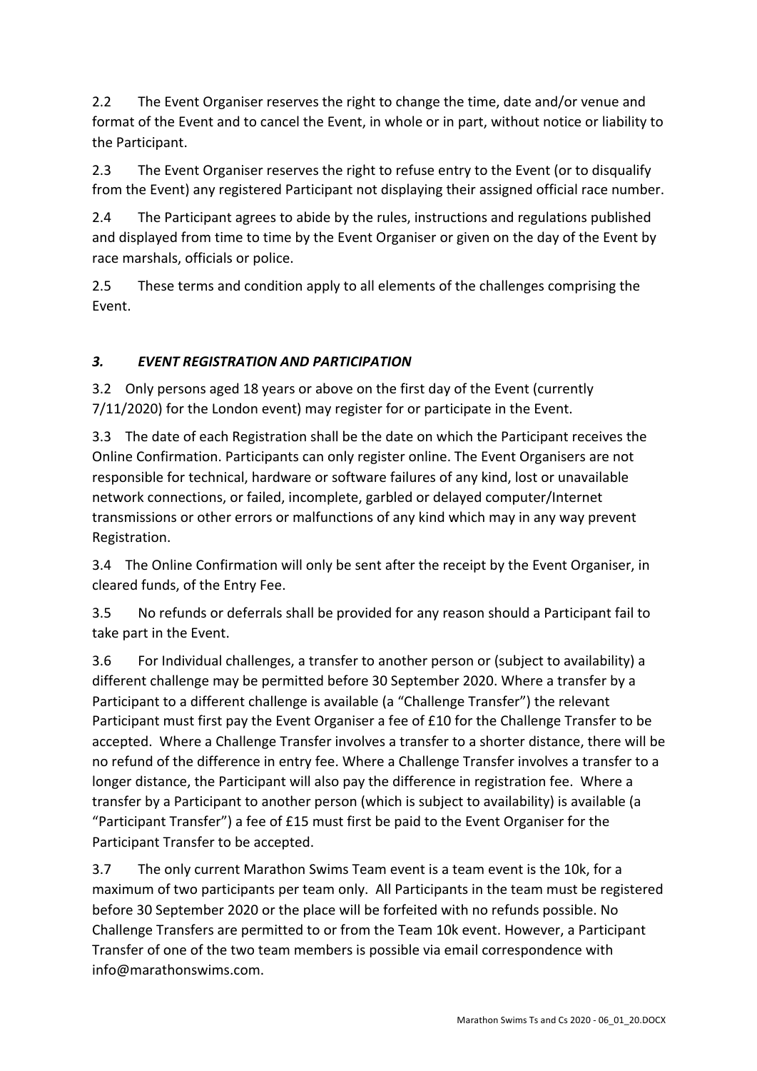2.2 The Event Organiser reserves the right to change the time, date and/or venue and format of the Event and to cancel the Event, in whole or in part, without notice or liability to the Participant.

2.3 The Event Organiser reserves the right to refuse entry to the Event (or to disqualify from the Event) any registered Participant not displaying their assigned official race number.

2.4 The Participant agrees to abide by the rules, instructions and regulations published and displayed from time to time by the Event Organiser or given on the day of the Event by race marshals, officials or police.

2.5 These terms and condition apply to all elements of the challenges comprising the Event.

### *3. EVENT REGISTRATION AND PARTICIPATION*

3.2 Only persons aged 18 years or above on the first day of the Event (currently 7/11/2020) for the London event) may register for or participate in the Event.

3.3 The date of each Registration shall be the date on which the Participant receives the Online Confirmation. Participants can only register online. The Event Organisers are not responsible for technical, hardware or software failures of any kind, lost or unavailable network connections, or failed, incomplete, garbled or delayed computer/Internet transmissions or other errors or malfunctions of any kind which may in any way prevent Registration.

3.4 The Online Confirmation will only be sent after the receipt by the Event Organiser, in cleared funds, of the Entry Fee.

3.5 No refunds or deferrals shall be provided for any reason should a Participant fail to take part in the Event.

3.6 For Individual challenges, a transfer to another person or (subject to availability) a different challenge may be permitted before 30 September 2020. Where a transfer by a Participant to a different challenge is available (a "Challenge Transfer") the relevant Participant must first pay the Event Organiser a fee of £10 for the Challenge Transfer to be accepted. Where a Challenge Transfer involves a transfer to a shorter distance, there will be no refund of the difference in entry fee. Where a Challenge Transfer involves a transfer to a longer distance, the Participant will also pay the difference in registration fee. Where a transfer by a Participant to another person (which is subject to availability) is available (a "Participant Transfer") a fee of £15 must first be paid to the Event Organiser for the Participant Transfer to be accepted.

3.7 The only current Marathon Swims Team event is a team event is the 10k, for a maximum of two participants per team only. All Participants in the team must be registered before 30 September 2020 or the place will be forfeited with no refunds possible. No Challenge Transfers are permitted to or from the Team 10k event. However, a Participant Transfer of one of the two team members is possible via email correspondence with info@marathonswims.com.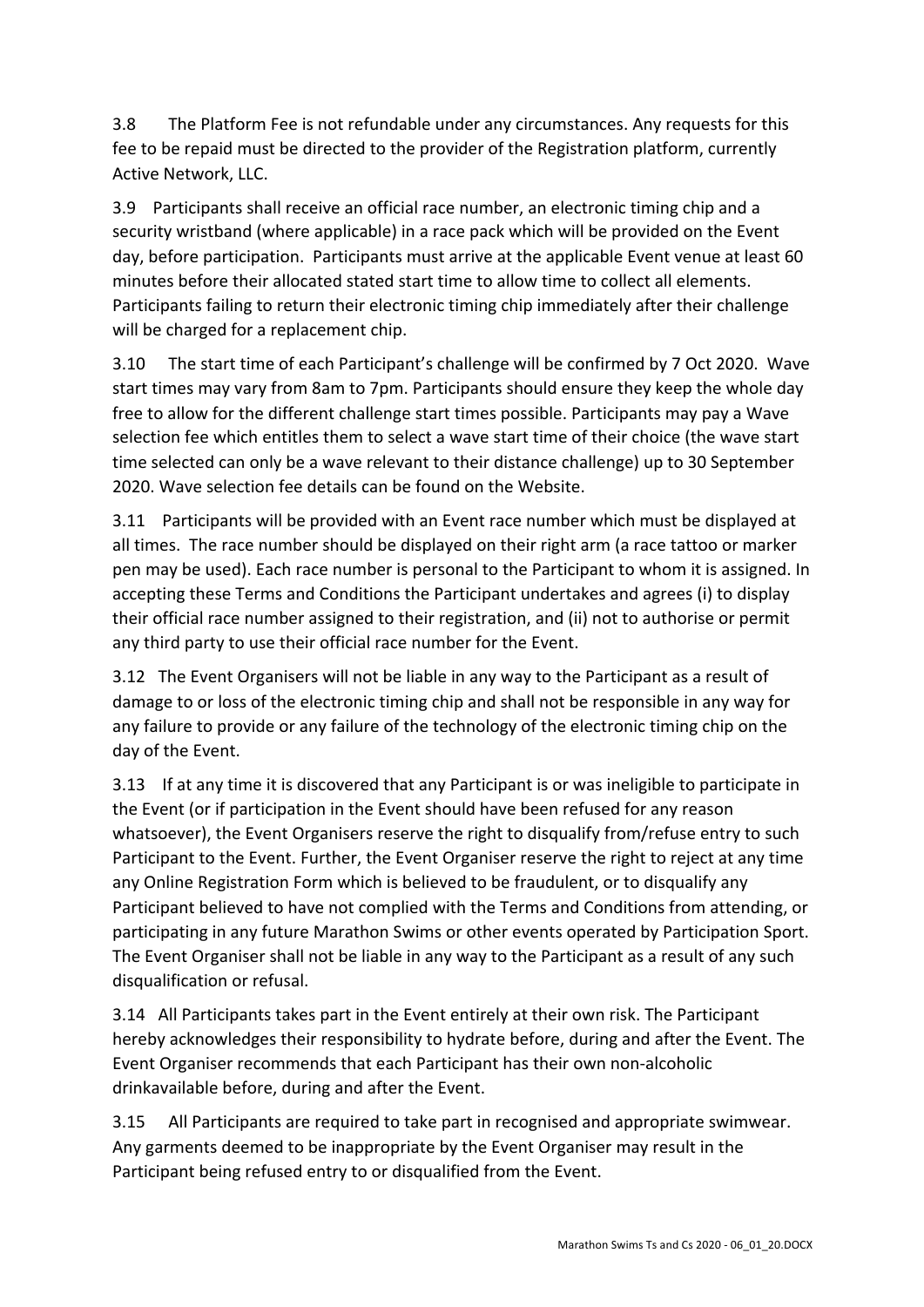3.8 The Platform Fee is not refundable under any circumstances. Any requests for this fee to be repaid must be directed to the provider of the Registration platform, currently Active Network, LLC.

3.9 Participants shall receive an official race number, an electronic timing chip and a security wristband (where applicable) in a race pack which will be provided on the Event day, before participation. Participants must arrive at the applicable Event venue at least 60 minutes before their allocated stated start time to allow time to collect all elements. Participants failing to return their electronic timing chip immediately after their challenge will be charged for a replacement chip.

3.10 The start time of each Participant's challenge will be confirmed by 7 Oct 2020. Wave start times may vary from 8am to 7pm. Participants should ensure they keep the whole day free to allow for the different challenge start times possible. Participants may pay a Wave selection fee which entitles them to select a wave start time of their choice (the wave start time selected can only be a wave relevant to their distance challenge) up to 30 September 2020. Wave selection fee details can be found on the Website.

3.11 Participants will be provided with an Event race number which must be displayed at all times. The race number should be displayed on their right arm (a race tattoo or marker pen may be used). Each race number is personal to the Participant to whom it is assigned. In accepting these Terms and Conditions the Participant undertakes and agrees (i) to display their official race number assigned to their registration, and (ii) not to authorise or permit any third party to use their official race number for the Event.

3.12 The Event Organisers will not be liable in any way to the Participant as a result of damage to or loss of the electronic timing chip and shall not be responsible in any way for any failure to provide or any failure of the technology of the electronic timing chip on the day of the Event.

3.13 If at any time it is discovered that any Participant is or was ineligible to participate in the Event (or if participation in the Event should have been refused for any reason whatsoever), the Event Organisers reserve the right to disqualify from/refuse entry to such Participant to the Event. Further, the Event Organiser reserve the right to reject at any time any Online Registration Form which is believed to be fraudulent, or to disqualify any Participant believed to have not complied with the Terms and Conditions from attending, or participating in any future Marathon Swims or other events operated by Participation Sport. The Event Organiser shall not be liable in any way to the Participant as a result of any such disqualification or refusal.

3.14 All Participants takes part in the Event entirely at their own risk. The Participant hereby acknowledges their responsibility to hydrate before, during and after the Event. The Event Organiser recommends that each Participant has their own non-alcoholic drinkavailable before, during and after the Event.

3.15 All Participants are required to take part in recognised and appropriate swimwear. Any garments deemed to be inappropriate by the Event Organiser may result in the Participant being refused entry to or disqualified from the Event.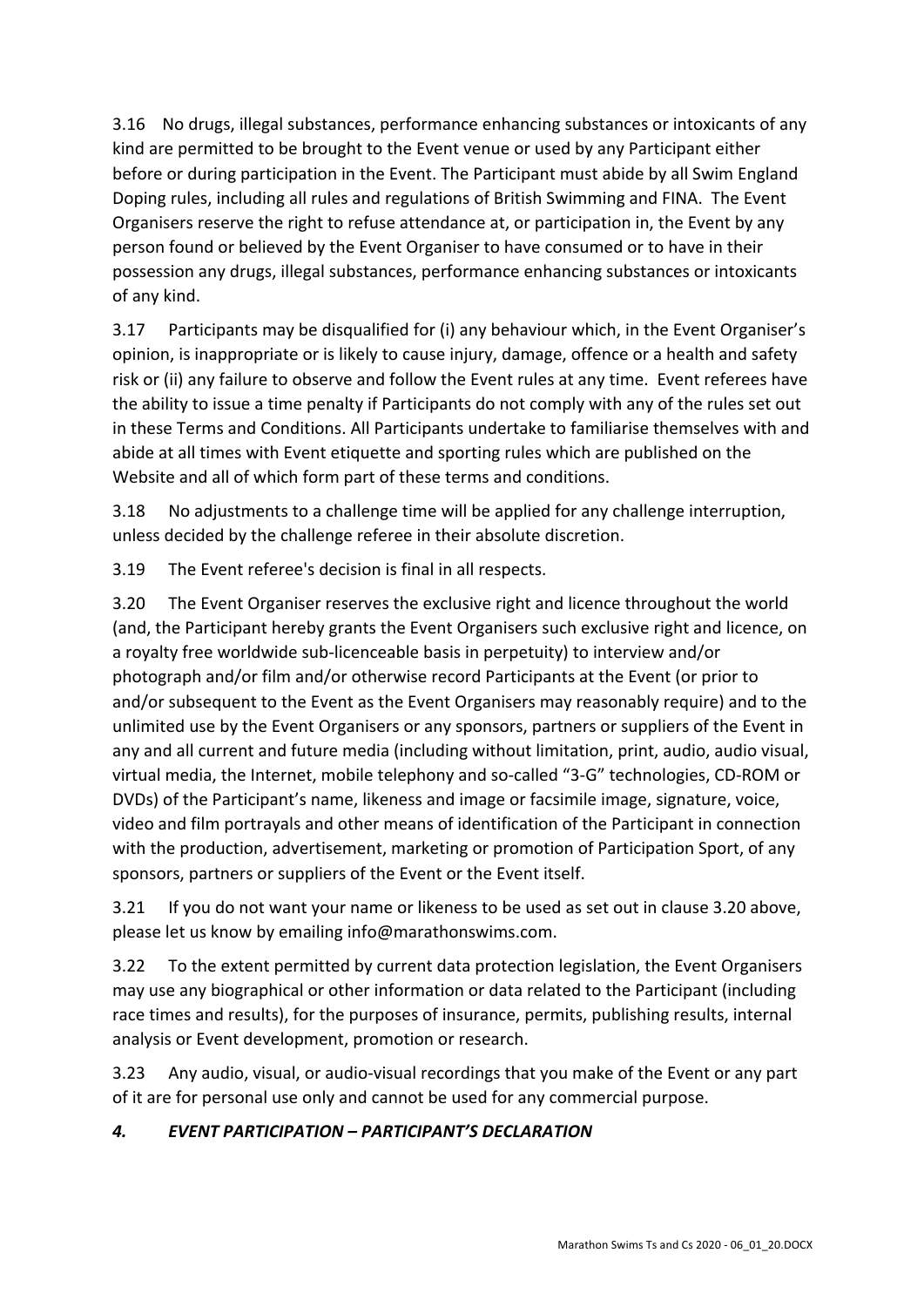3.16 No drugs, illegal substances, performance enhancing substances or intoxicants of any kind are permitted to be brought to the Event venue or used by any Participant either before or during participation in the Event. The Participant must abide by all Swim England Doping rules, including all rules and regulations of British Swimming and FINA. The Event Organisers reserve the right to refuse attendance at, or participation in, the Event by any person found or believed by the Event Organiser to have consumed or to have in their possession any drugs, illegal substances, performance enhancing substances or intoxicants of any kind.

3.17 Participants may be disqualified for (i) any behaviour which, in the Event Organiser's opinion, is inappropriate or is likely to cause injury, damage, offence or a health and safety risk or (ii) any failure to observe and follow the Event rules at any time. Event referees have the ability to issue a time penalty if Participants do not comply with any of the rules set out in these Terms and Conditions. All Participants undertake to familiarise themselves with and abide at all times with Event etiquette and sporting rules which are published on the Website and all of which form part of these terms and conditions.

3.18 No adjustments to a challenge time will be applied for any challenge interruption, unless decided by the challenge referee in their absolute discretion.

3.19 The Event referee's decision is final in all respects.

3.20 The Event Organiser reserves the exclusive right and licence throughout the world (and, the Participant hereby grants the Event Organisers such exclusive right and licence, on a royalty free worldwide sub-licenceable basis in perpetuity) to interview and/or photograph and/or film and/or otherwise record Participants at the Event (or prior to and/or subsequent to the Event as the Event Organisers may reasonably require) and to the unlimited use by the Event Organisers or any sponsors, partners or suppliers of the Event in any and all current and future media (including without limitation, print, audio, audio visual, virtual media, the Internet, mobile telephony and so-called "3-G" technologies, CD-ROM or DVDs) of the Participant's name, likeness and image or facsimile image, signature, voice, video and film portrayals and other means of identification of the Participant in connection with the production, advertisement, marketing or promotion of Participation Sport, of any sponsors, partners or suppliers of the Event or the Event itself.

3.21 If you do not want your name or likeness to be used as set out in clause 3.20 above, please let us know by emailing info@marathonswims.com.

3.22 To the extent permitted by current data protection legislation, the Event Organisers may use any biographical or other information or data related to the Participant (including race times and results), for the purposes of insurance, permits, publishing results, internal analysis or Event development, promotion or research.

3.23 Any audio, visual, or audio-visual recordings that you make of the Event or any part of it are for personal use only and cannot be used for any commercial purpose.

## *4. EVENT PARTICIPATION – PARTICIPANT'S DECLARATION*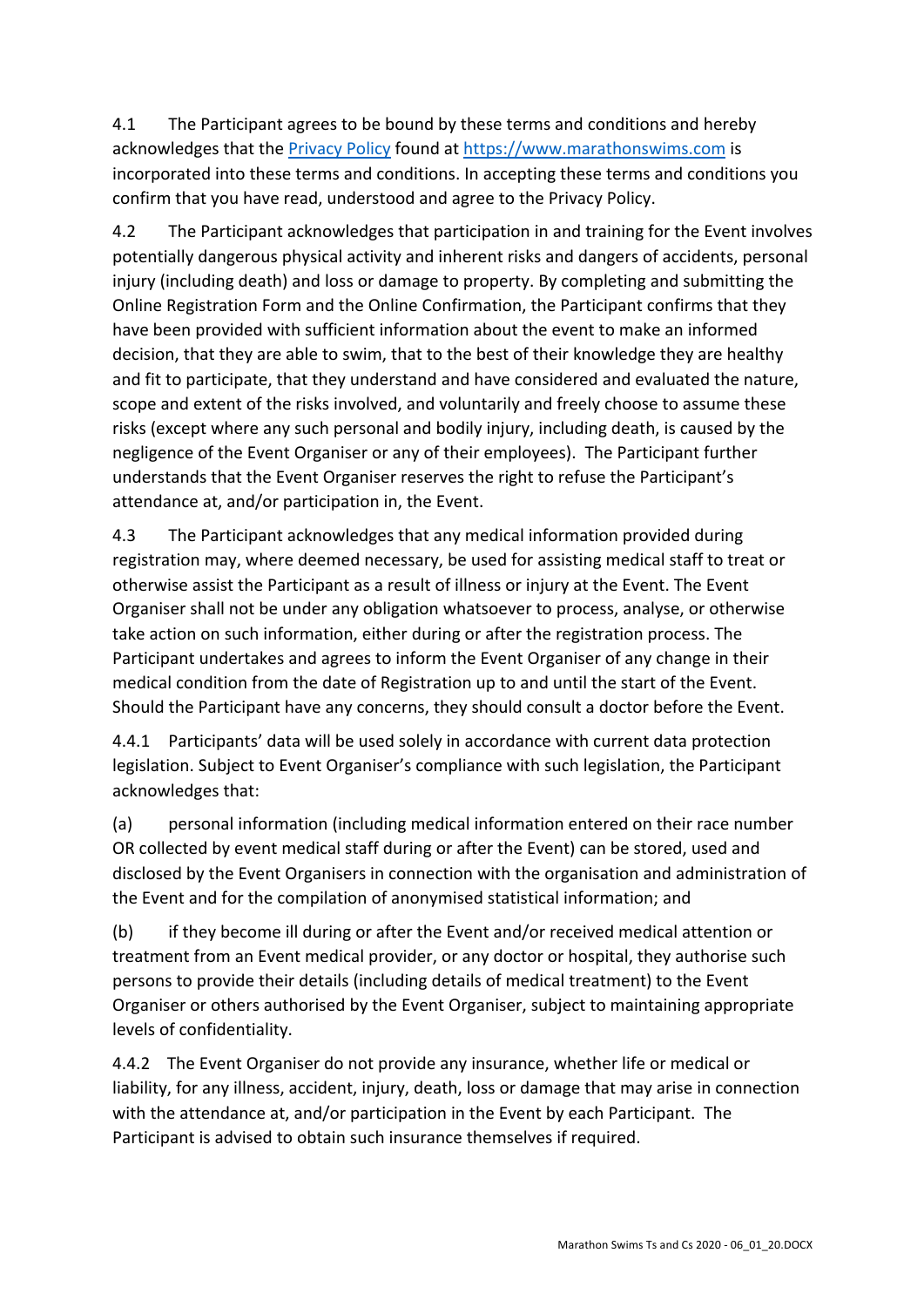4.1 The Participant agrees to be bound by these terms and conditions and hereby acknowledges that the [Privacy Policy](https://www.marathonswims.com) found at [https://www.marathonswims.com](https://www.marathonswims.com) is incorporated into these terms and conditions. In accepting these terms and conditions you confirm that you have read, understood and agree to the Privacy Policy.

4.2 The Participant acknowledges that participation in and training for the Event involves potentially dangerous physical activity and inherent risks and dangers of accidents, personal injury (including death) and loss or damage to property. By completing and submitting the Online Registration Form and the Online Confirmation, the Participant confirms that they have been provided with sufficient information about the event to make an informed decision, that they are able to swim, that to the best of their knowledge they are healthy and fit to participate, that they understand and have considered and evaluated the nature, scope and extent of the risks involved, and voluntarily and freely choose to assume these risks (except where any such personal and bodily injury, including death, is caused by the negligence of the Event Organiser or any of their employees). The Participant further understands that the Event Organiser reserves the right to refuse the Participant's attendance at, and/or participation in, the Event.

4.3 The Participant acknowledges that any medical information provided during registration may, where deemed necessary, be used for assisting medical staff to treat or otherwise assist the Participant as a result of illness or injury at the Event. The Event Organiser shall not be under any obligation whatsoever to process, analyse, or otherwise take action on such information, either during or after the registration process. The Participant undertakes and agrees to inform the Event Organiser of any change in their medical condition from the date of Registration up to and until the start of the Event. Should the Participant have any concerns, they should consult a doctor before the Event.

4.4.1 Participants' data will be used solely in accordance with current data protection legislation. Subject to Event Organiser's compliance with such legislation, the Participant acknowledges that:

(a) personal information (including medical information entered on their race number OR collected by event medical staff during or after the Event) can be stored, used and disclosed by the Event Organisers in connection with the organisation and administration of the Event and for the compilation of anonymised statistical information; and

(b) if they become ill during or after the Event and/or received medical attention or treatment from an Event medical provider, or any doctor or hospital, they authorise such persons to provide their details (including details of medical treatment) to the Event Organiser or others authorised by the Event Organiser, subject to maintaining appropriate levels of confidentiality.

4.4.2 The Event Organiser do not provide any insurance, whether life or medical or liability, for any illness, accident, injury, death, loss or damage that may arise in connection with the attendance at, and/or participation in the Event by each Participant. The Participant is advised to obtain such insurance themselves if required.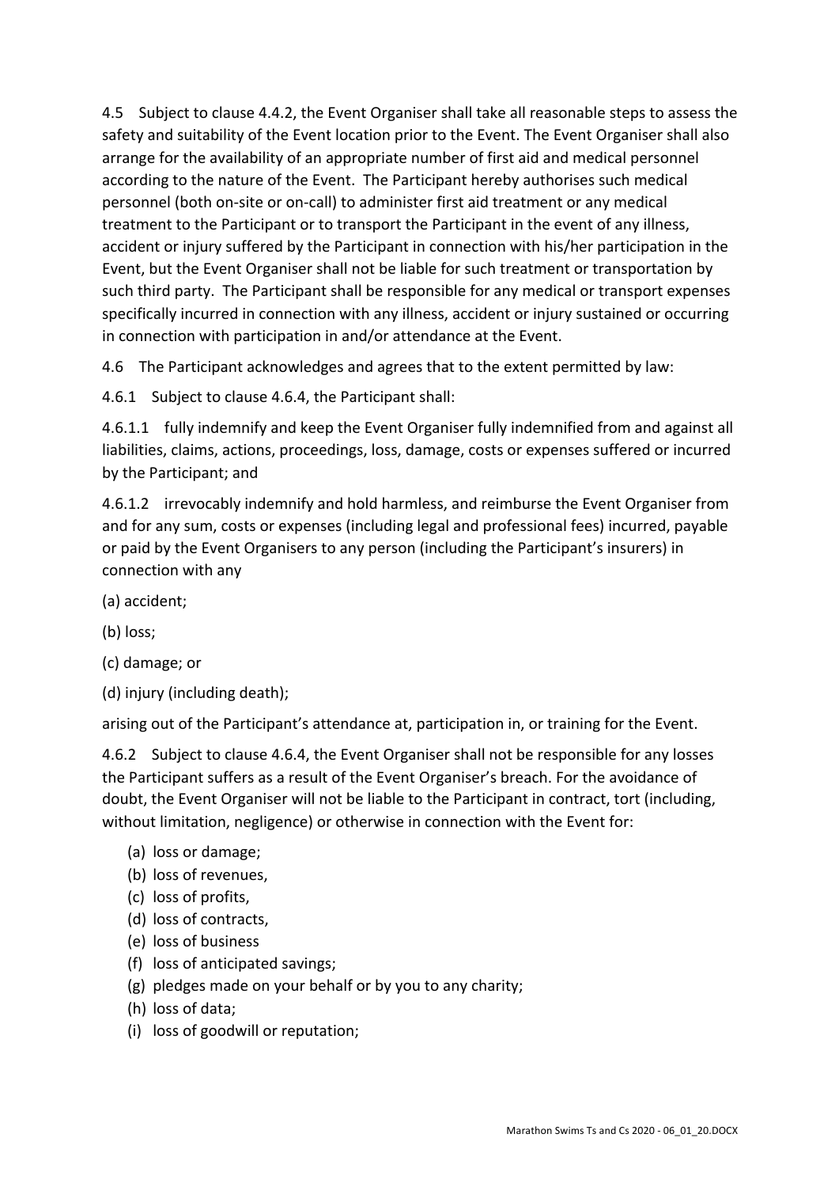4.5 Subject to clause 4.4.2, the Event Organiser shall take all reasonable steps to assess the safety and suitability of the Event location prior to the Event. The Event Organiser shall also arrange for the availability of an appropriate number of first aid and medical personnel according to the nature of the Event. The Participant hereby authorises such medical personnel (both on-site or on-call) to administer first aid treatment or any medical treatment to the Participant or to transport the Participant in the event of any illness, accident or injury suffered by the Participant in connection with his/her participation in the Event, but the Event Organiser shall not be liable for such treatment or transportation by such third party. The Participant shall be responsible for any medical or transport expenses specifically incurred in connection with any illness, accident or injury sustained or occurring in connection with participation in and/or attendance at the Event.

4.6 The Participant acknowledges and agrees that to the extent permitted by law:

4.6.1 Subject to clause 4.6.4, the Participant shall:

4.6.1.1 fully indemnify and keep the Event Organiser fully indemnified from and against all liabilities, claims, actions, proceedings, loss, damage, costs or expenses suffered or incurred by the Participant; and

4.6.1.2 irrevocably indemnify and hold harmless, and reimburse the Event Organiser from and for any sum, costs or expenses (including legal and professional fees) incurred, payable or paid by the Event Organisers to any person (including the Participant's insurers) in connection with any

(a) accident;

(b) loss;

(c) damage; or

(d) injury (including death);

arising out of the Participant's attendance at, participation in, or training for the Event.

4.6.2 Subject to clause 4.6.4, the Event Organiser shall not be responsible for any losses the Participant suffers as a result of the Event Organiser's breach. For the avoidance of doubt, the Event Organiser will not be liable to the Participant in contract, tort (including, without limitation, negligence) or otherwise in connection with the Event for:

(a) loss or damage;
(b) loss of revenues,
(c) loss of profits,
(d) loss of contracts,
(e) loss of business
(f) loss of anticipated savings;
(g) pledges made on your behalf or by you to any charity;
(h) loss of data;
(i) loss of goodwill or reputation;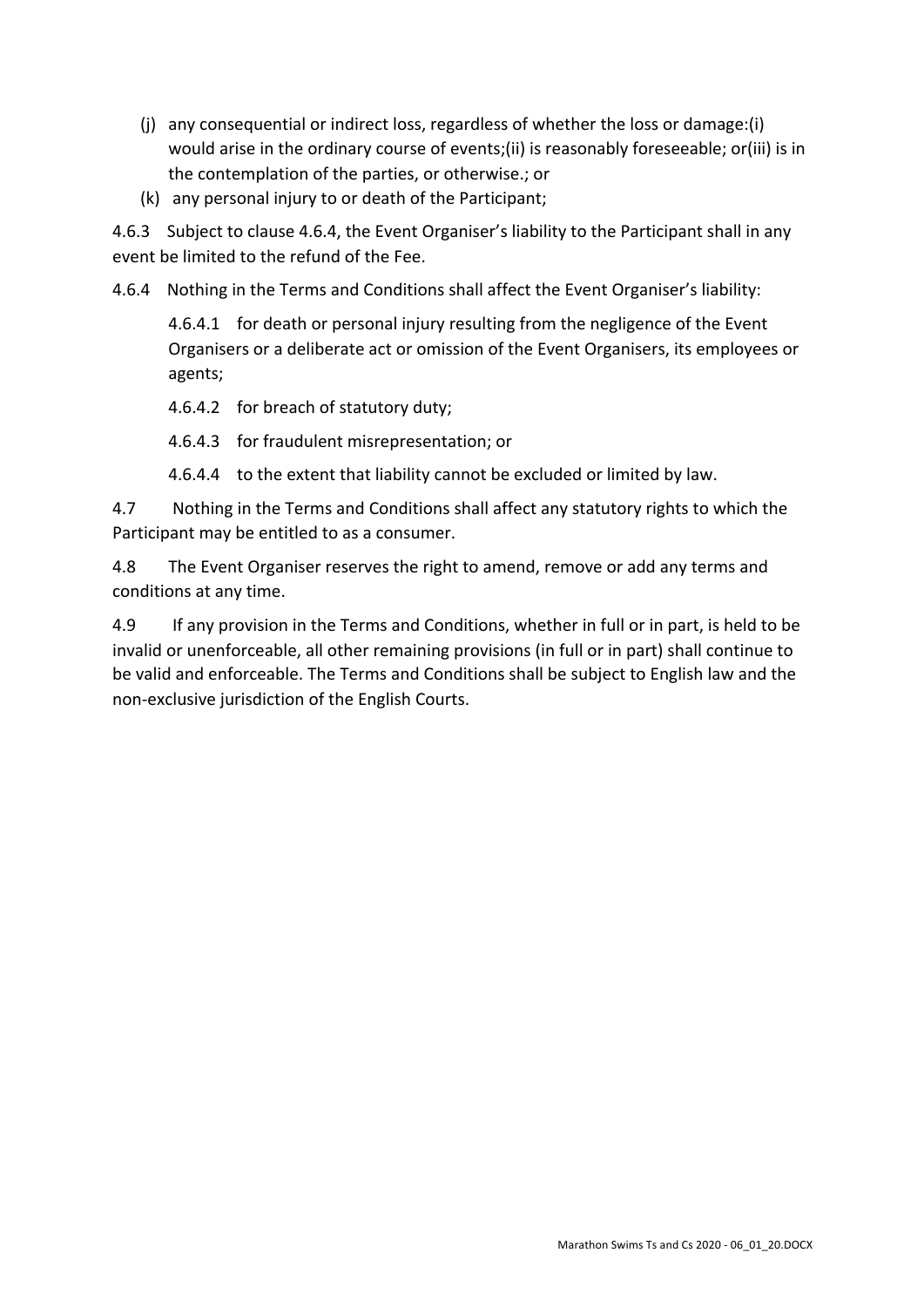(j) any consequential or indirect loss, regardless of whether the loss or damage:(i) would arise in the ordinary course of events;(ii) is reasonably foreseeable; or(iii) is in the contemplation of the parties, or otherwise.; or

(k) any personal injury to or death of the Participant;

4.6.3 Subject to clause 4.6.4, the Event Organiser's liability to the Participant shall in any event be limited to the refund of the Fee.

4.6.4 Nothing in the Terms and Conditions shall affect the Event Organiser's liability:

4.6.4.1 for death or personal injury resulting from the negligence of the Event Organisers or a deliberate act or omission of the Event Organisers, its employees or agents;

4.6.4.2 for breach of statutory duty;

4.6.4.3 for fraudulent misrepresentation; or

4.6.4.4 to the extent that liability cannot be excluded or limited by law.

4.7 Nothing in the Terms and Conditions shall affect any statutory rights to which the Participant may be entitled to as a consumer.

4.8 The Event Organiser reserves the right to amend, remove or add any terms and conditions at any time.

4.9 If any provision in the Terms and Conditions, whether in full or in part, is held to be invalid or unenforceable, all other remaining provisions (in full or in part) shall continue to be valid and enforceable. The Terms and Conditions shall be subject to English law and the non-exclusive jurisdiction of the English Courts.